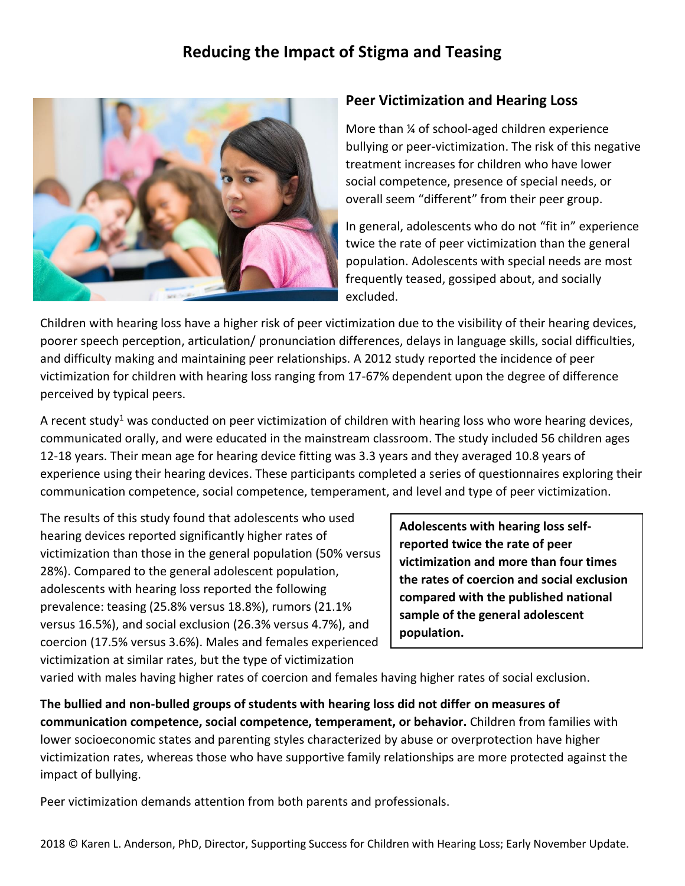# Reducing the Impact of Stigma and Teasing

## Peer Victimization and Hearing Loss

More than ¼ of school-aged children experience bullying or peer-victimization. The risk of this negative treatment increases for children who have lower social competence, presence of special needs, or overall seem "different" from their peer group.

In general, adolescents who do not "fit in" experience twice the rate of peer victimization than the general population. Adolescents with special needs are most frequently teased, gossiped about, and socially excluded.

Children with hearing loss have a higher risk of peer victimization due to the visibility of their hearing devices, poorer speech perception, articulation/ pronunciation differences, delays in language skills, social difficulties, and difficulty making and maintaining peer relationships. A 2012 study reported the incidence of peer victimization for children with hearing loss ranging from 17-67% dependent upon the degree of difference perceived by typical peers.

A recent study[1] was conducted on peer victimization of children with hearing loss who wore hearing devices, communicated orally, and were educated in the mainstream classroom. The study included 56 children ages 12-18 years. Their mean age for hearing device fitting was 3.3 years and they averaged 10.8 years of experience using their hearing devices. These participants completed a series of questionnaires exploring their communication competence, social competence, temperament, and level and type of peer victimization.

The results of this study found that adolescents who used hearing devices reported significantly higher rates of victimization than those in the general population (50% versus 28%). Compared to the general adolescent population, adolescents with hearing loss reported the following prevalence: teasing (25.8% versus 18.8%), rumors (21.1% versus 16.5%), and social exclusion (26.3% versus 4.7%), and coercion (17.5% versus 3.6%). Males and females experienced victimization at similar rates, but the type of victimization varied with males having higher rates of coercion and females having higher rates of social exclusion.

**Adolescents with hearing loss self-reported twice the rate of peer victimization and more than four times the rates of coercion and social exclusion compared with the published national sample of the general adolescent population.**

**The bullied and non-bulled groups of students with hearing loss did not differ on measures of communication competence, social competence, temperament, or behavior.** Children from families with lower socioeconomic states and parenting styles characterized by abuse or overprotection have higher victimization rates, whereas those who have supportive family relationships are more protected against the impact of bullying.

Peer victimization demands attention from both parents and professionals.

2018 © Karen L. Anderson, PhD, Director, Supporting Success for Children with Hearing Loss; Early November Update.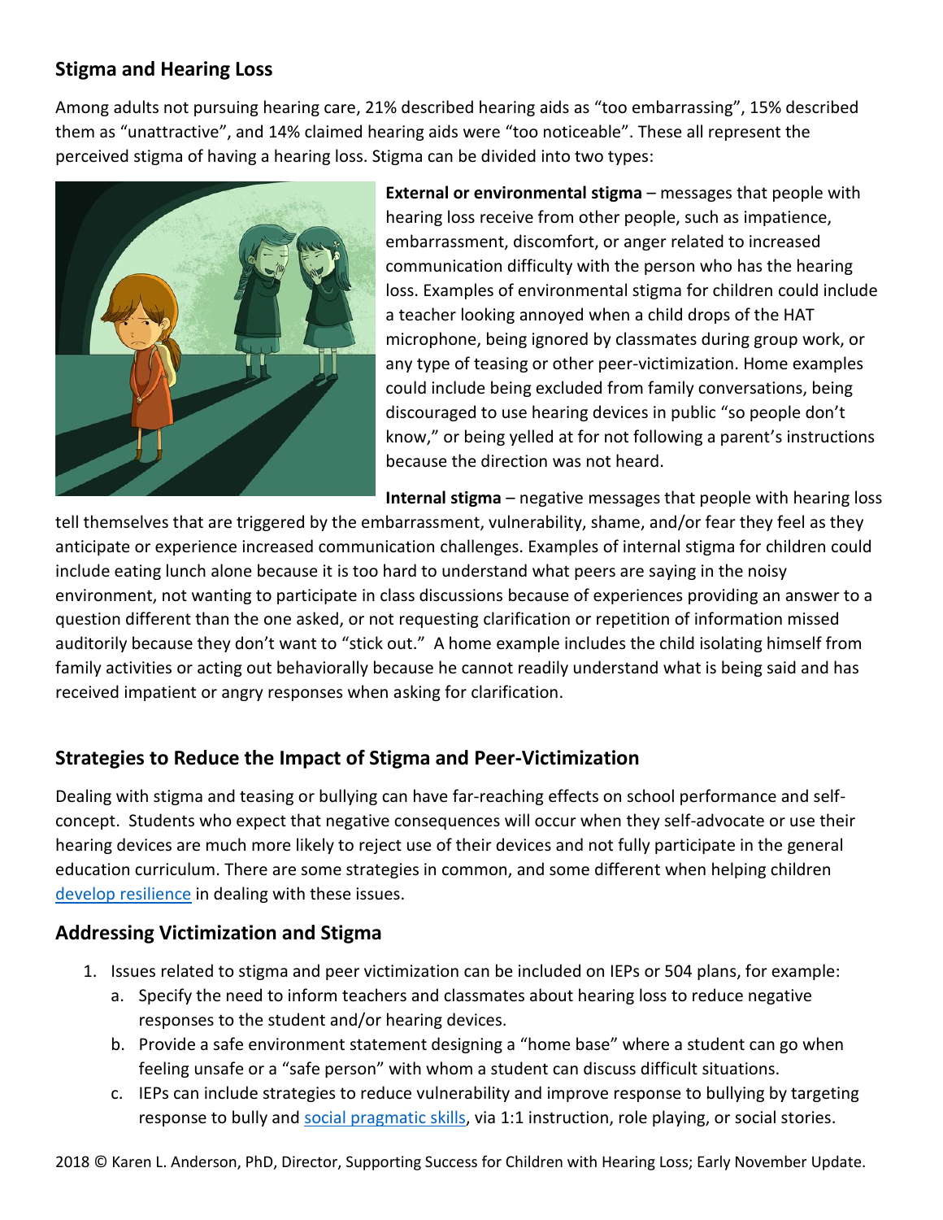## Stigma and Hearing Loss

Among adults not pursuing hearing care, 21% described hearing aids as "too embarrassing", 15% described them as "unattractive", and 14% claimed hearing aids were "too noticeable". These all represent the perceived stigma of having a hearing loss. Stigma can be divided into two types:

**External or environmental stigma** – messages that people with hearing loss receive from other people, such as impatience, embarrassment, discomfort, or anger related to increased communication difficulty with the person who has the hearing loss. Examples of environmental stigma for children could include a teacher looking annoyed when a child drops of the HAT microphone, being ignored by classmates during group work, or any type of teasing or other peer-victimization. Home examples could include being excluded from family conversations, being discouraged to use hearing devices in public "so people don't know," or being yelled at for not following a parent's instructions because the direction was not heard.

**Internal stigma** – negative messages that people with hearing loss tell themselves that are triggered by the embarrassment, vulnerability, shame, and/or fear they feel as they anticipate or experience increased communication challenges. Examples of internal stigma for children could include eating lunch alone because it is too hard to understand what peers are saying in the noisy environment, not wanting to participate in class discussions because of experiences providing an answer to a question different than the one asked, or not requesting clarification or repetition of information missed auditorily because they don't want to "stick out." A home example includes the child isolating himself from family activities or acting out behaviorally because he cannot readily understand what is being said and has received impatient or angry responses when asking for clarification.

## Strategies to Reduce the Impact of Stigma and Peer-Victimization

Dealing with stigma and teasing or bullying can have far-reaching effects on school performance and self-concept. Students who expect that negative consequences will occur when they self-advocate or use their hearing devices are much more likely to reject use of their devices and not fully participate in the general education curriculum. There are some strategies in common, and some different when helping children develop resilience in dealing with these issues.

## Addressing Victimization and Stigma

1. Issues related to stigma and peer victimization can be included on IEPs or 504 plans, for example:
   a. Specify the need to inform teachers and classmates about hearing loss to reduce negative responses to the student and/or hearing devices.
   b. Provide a safe environment statement designing a "home base" where a student can go when feeling unsafe or a "safe person" with whom a student can discuss difficult situations.
   c. IEPs can include strategies to reduce vulnerability and improve response to bullying by targeting response to bully and social pragmatic skills, via 1:1 instruction, role playing, or social stories.

2018 © Karen L. Anderson, PhD, Director, Supporting Success for Children with Hearing Loss; Early November Update.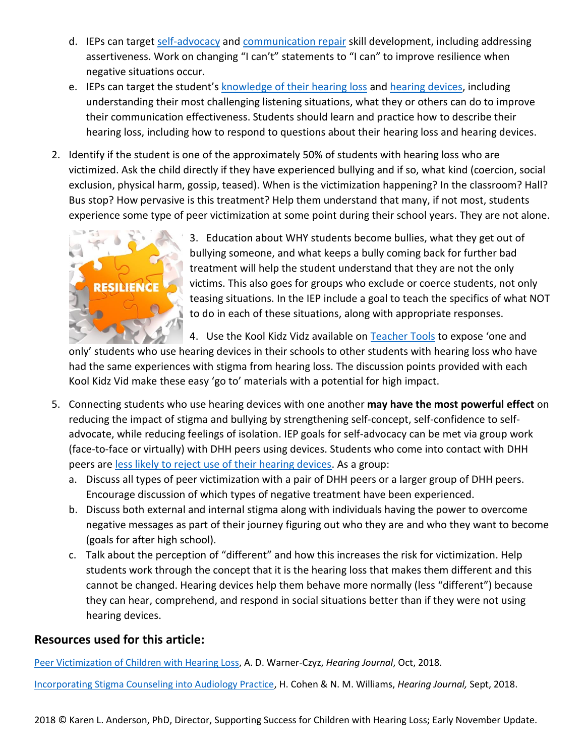d. IEPs can target self-advocacy and communication repair skill development, including addressing assertiveness. Work on changing "I can't" statements to "I can" to improve resilience when negative situations occur.
   e. IEPs can target the student's knowledge of their hearing loss and hearing devices, including understanding their most challenging listening situations, what they or others can do to improve their communication effectiveness. Students should learn and practice how to describe their hearing loss, including how to respond to questions about their hearing loss and hearing devices.

2. Identify if the student is one of the approximately 50% of students with hearing loss who are victimized. Ask the child directly if they have experienced bullying and if so, what kind (coercion, social exclusion, physical harm, gossip, teased). When is the victimization happening? In the classroom? Hall? Bus stop? How pervasive is this treatment? Help them understand that many, if not most, students experience some type of peer victimization at some point during their school years. They are not alone.

3. Education about WHY students become bullies, what they get out of bullying someone, and what keeps a bully coming back for further bad treatment will help the student understand that they are not the only victims. This also goes for groups who exclude or coerce students, not only teasing situations. In the IEP include a goal to teach the specifics of what NOT to do in each of these situations, along with appropriate responses.

4. Use the Kool Kidz Vidz available on Teacher Tools to expose 'one and only' students who use hearing devices in their schools to other students with hearing loss who have had the same experiences with stigma from hearing loss. The discussion points provided with each Kool Kidz Vid make these easy 'go to' materials with a potential for high impact.

5. Connecting students who use hearing devices with one another **may have the most powerful effect** on reducing the impact of stigma and bullying by strengthening self-concept, self-confidence to self-advocate, while reducing feelings of isolation. IEP goals for self-advocacy can be met via group work (face-to-face or virtually) with DHH peers using devices. Students who come into contact with DHH peers are less likely to reject use of their hearing devices. As a group:
   a. Discuss all types of peer victimization with a pair of DHH peers or a larger group of DHH peers. Encourage discussion of which types of negative treatment have been experienced.
   b. Discuss both external and internal stigma along with individuals having the power to overcome negative messages as part of their journey figuring out who they are and who they want to become (goals for after high school).
   c. Talk about the perception of "different" and how this increases the risk for victimization. Help students work through the concept that it is the hearing loss that makes them different and this cannot be changed. Hearing devices help them behave more normally (less "different") because they can hear, comprehend, and respond in social situations better than if they were not using hearing devices.

## Resources used for this article:

Peer Victimization of Children with Hearing Loss, A. D. Warner-Czyz, *Hearing Journal*, Oct, 2018.

Incorporating Stigma Counseling into Audiology Practice, H. Cohen & N. M. Williams, *Hearing Journal,* Sept, 2018.

2018 © Karen L. Anderson, PhD, Director, Supporting Success for Children with Hearing Loss; Early November Update.